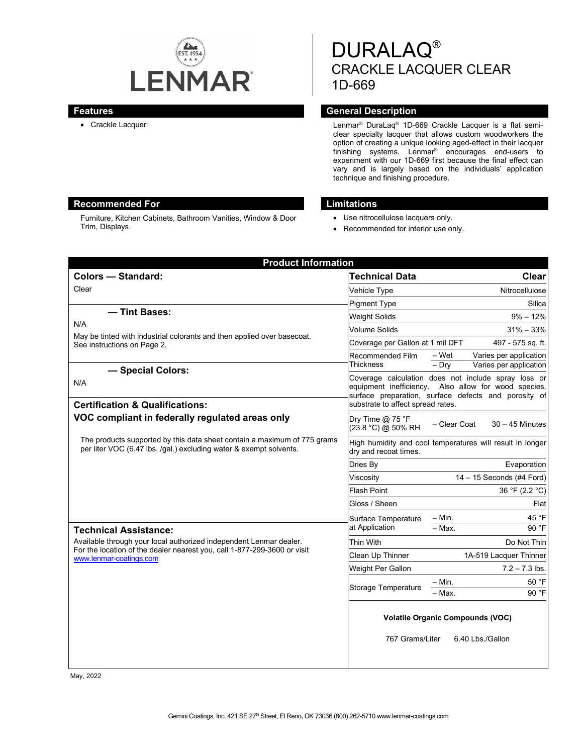# DURALAQ®

## CRACKLE LACQUER CLEAR 1D-669

LENMAR EST. 1954

## Features

- Crackle Lacquer

## General Description

Lenmar® DuraLaq® 1D-669 Crackle Lacquer is a flat semi-clear specialty lacquer that allows custom woodworkers the option of creating a unique looking aged-effect in their lacquer finishing systems. Lenmar® encourages end-users to experiment with our 1D-669 first because the final effect can vary and is largely based on the individuals' application technique and finishing procedure.

## Recommended For

Furniture, Kitchen Cabinets, Bathroom Vanities, Window & Door Trim, Displays.

## Limitations

- Use nitrocellulose lacquers only.
- Recommended for interior use only.

## Product Information

### Colors — Standard:

Clear

### — Tint Bases:

N/A

May be tinted with industrial colorants and then applied over basecoat. See instructions on Page 2.

### — Special Colors:

N/A

### Certification & Qualifications:

**VOC compliant in federally regulated areas only**

The products supported by this data sheet contain a maximum of 775 grams per liter VOC (6.47 lbs. /gal.) excluding water & exempt solvents.

### Technical Assistance:

Available through your local authorized independent Lenmar dealer. For the location of the dealer nearest you, call 1-877-299-3600 or visit www.lenmar-coatings.com

| Technical Data | | Clear |
|---|---|---|
| Vehicle Type | | Nitrocellulose |
| Pigment Type | | Silica |
| Weight Solids | | 9% – 12% |
| Volume Solids | | 31% – 33% |
| Coverage per Gallon at 1 mil DFT | | 497 - 575 sq. ft. |
| Recommended Film Thickness | – Wet | Varies per application |
| | – Dry | Varies per application |
| Coverage calculation does not include spray loss or equipment inefficiency. Also allow for wood species, surface preparation, surface defects and porosity of substrate to affect spread rates. | | |
| Dry Time @ 75 °F (23.8 °C) @ 50% RH | – Clear Coat | 30 – 45 Minutes |
| High humidity and cool temperatures will result in longer dry and recoat times. | | |
| Dries By | | Evaporation |
| Viscosity | | 14 – 15 Seconds (#4 Ford) |
| Flash Point | | 36 °F (2.2 °C) |
| Gloss / Sheen | | Flat |
| Surface Temperature at Application | – Min. | 45 °F |
| | – Max. | 90 °F |
| Thin With | | Do Not Thin |
| Clean Up Thinner | | 1A-519 Lacquer Thinner |
| Weight Per Gallon | | 7.2 – 7.3 lbs. |
| Storage Temperature | – Min. | 50 °F |
| | – Max. | 90 °F |

**Volatile Organic Compounds (VOC)**

767 Grams/Liter 6.40 Lbs./Gallon

May, 2022

Gemini Coatings, Inc. 421 SE 27th Street, El Reno, OK 73036 (800) 262-5710 www.lenmar-coatings.com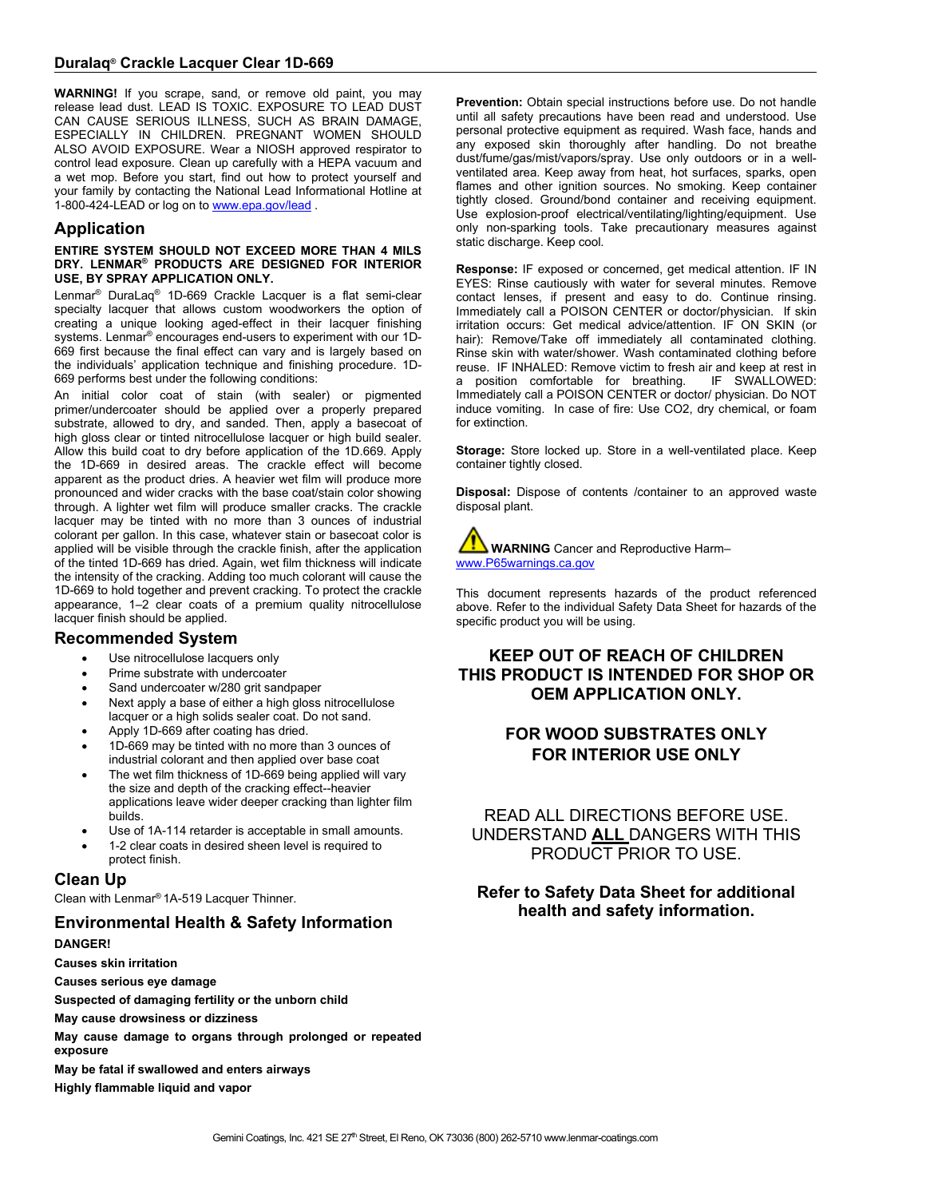**WARNING!** If you scrape, sand, or remove old paint, you may release lead dust. LEAD IS TOXIC. EXPOSURE TO LEAD DUST CAN CAUSE SERIOUS ILLNESS, SUCH AS BRAIN DAMAGE, ESPECIALLY IN CHILDREN. PREGNANT WOMEN SHOULD ALSO AVOID EXPOSURE. Wear a NIOSH approved respirator to control lead exposure. Clean up carefully with a HEPA vacuum and a wet mop. Before you start, find out how to protect yourself and your family by contacting the National Lead Informational Hotline at 1-800-424-LEAD or log on to www.epa.gov/lead .

## Application

**ENTIRE SYSTEM SHOULD NOT EXCEED MORE THAN 4 MILS DRY. LENMAR® PRODUCTS ARE DESIGNED FOR INTERIOR USE, BY SPRAY APPLICATION ONLY.**

Lenmar® DuraLaq® 1D-669 Crackle Lacquer is a flat semi-clear specialty lacquer that allows custom woodworkers the option of creating a unique looking aged-effect in their lacquer finishing systems. Lenmar® encourages end-users to experiment with our 1D-669 first because the final effect can vary and is largely based on the individuals' application technique and finishing procedure. 1D-669 performs best under the following conditions:

An initial color coat of stain (with sealer) or pigmented primer/undercoater should be applied over a properly prepared substrate, allowed to dry, and sanded. Then, apply a basecoat of high gloss clear or tinted nitrocellulose lacquer or high build sealer. Allow this build coat to dry before application of the 1D.669. Apply the 1D-669 in desired areas. The crackle effect will become apparent as the product dries. A heavier wet film will produce more pronounced and wider cracks with the base coat/stain color showing through. A lighter wet film will produce smaller cracks. The crackle lacquer may be tinted with no more than 3 ounces of industrial colorant per gallon. In this case, whatever stain or basecoat color is applied will be visible through the crackle finish, after the application of the tinted 1D-669 has dried. Again, wet film thickness will indicate the intensity of the cracking. Adding too much colorant will cause the 1D-669 to hold together and prevent cracking. To protect the crackle appearance, 1–2 clear coats of a premium quality nitrocellulose lacquer finish should be applied.

## Recommended System

- Use nitrocellulose lacquers only
- Prime substrate with undercoater
- Sand undercoater w/280 grit sandpaper
- Next apply a base of either a high gloss nitrocellulose lacquer or a high solids sealer coat. Do not sand.
- Apply 1D-669 after coating has dried.
- 1D-669 may be tinted with no more than 3 ounces of industrial colorant and then applied over base coat
- The wet film thickness of 1D-669 being applied will vary the size and depth of the cracking effect--heavier applications leave wider deeper cracking than lighter film builds.
- Use of 1A-114 retarder is acceptable in small amounts.
- 1-2 clear coats in desired sheen level is required to protect finish.

## Clean Up

Clean with Lenmar® 1A-519 Lacquer Thinner.

## Environmental Health & Safety Information

**DANGER!**

**Causes skin irritation**

**Causes serious eye damage**

**Suspected of damaging fertility or the unborn child**

**May cause drowsiness or dizziness**

**May cause damage to organs through prolonged or repeated exposure**

**May be fatal if swallowed and enters airways**

**Highly flammable liquid and vapor**

**Prevention:** Obtain special instructions before use. Do not handle until all safety precautions have been read and understood. Use personal protective equipment as required. Wash face, hands and any exposed skin thoroughly after handling. Do not breathe dust/fume/gas/mist/vapors/spray. Use only outdoors or in a well-ventilated area. Keep away from heat, hot surfaces, sparks, open flames and other ignition sources. No smoking. Keep container tightly closed. Ground/bond container and receiving equipment. Use explosion-proof electrical/ventilating/lighting/equipment. Use only non-sparking tools. Take precautionary measures against static discharge. Keep cool.

**Response:** IF exposed or concerned, get medical attention. IF IN EYES: Rinse cautiously with water for several minutes. Remove contact lenses, if present and easy to do. Continue rinsing. Immediately call a POISON CENTER or doctor/physician. If skin irritation occurs: Get medical advice/attention. IF ON SKIN (or hair): Remove/Take off immediately all contaminated clothing. Rinse skin with water/shower. Wash contaminated clothing before reuse. IF INHALED: Remove victim to fresh air and keep at rest in a position comfortable for breathing. IF SWALLOWED: Immediately call a POISON CENTER or doctor/ physician. Do NOT induce vomiting. In case of fire: Use CO2, dry chemical, or foam for extinction.

**Storage:** Store locked up. Store in a well-ventilated place. Keep container tightly closed.

**Disposal:** Dispose of contents /container to an approved waste disposal plant.

**WARNING** Cancer and Reproductive Harm– www.P65warnings.ca.gov

This document represents hazards of the product referenced above. Refer to the individual Safety Data Sheet for hazards of the specific product you will be using.

**KEEP OUT OF REACH OF CHILDREN**
**THIS PRODUCT IS INTENDED FOR SHOP OR OEM APPLICATION ONLY.**

**FOR WOOD SUBSTRATES ONLY**
**FOR INTERIOR USE ONLY**

READ ALL DIRECTIONS BEFORE USE.
UNDERSTAND **ALL** DANGERS WITH THIS PRODUCT PRIOR TO USE.

**Refer to Safety Data Sheet for additional health and safety information.**